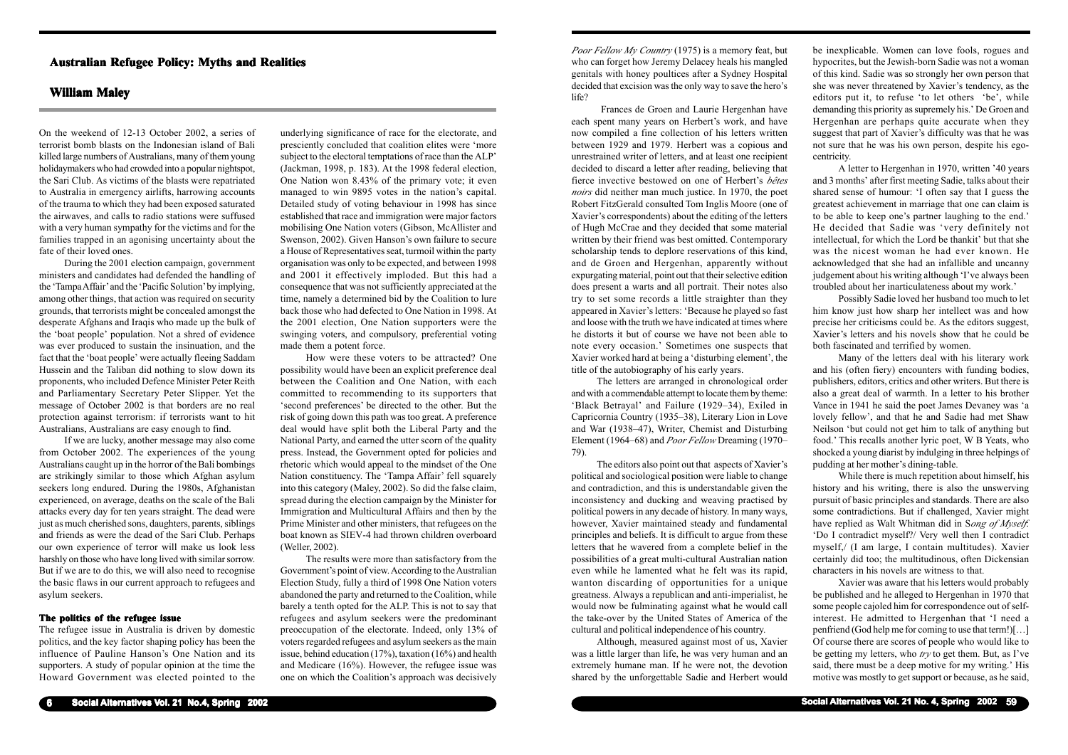# Australian Refugee Policy: Myths and Realities

## William Maley

On the weekend of 12-13 October 2002, a series of terrorist bomb blasts on the Indonesian island of Bali killed large numbers of Australians, many of them young holidaymakers who had crowded into a popular nightspot, the Sari Club. As victims of the blasts were repatriated to Australia in emergency airlifts, harrowing accounts of the trauma to which they had been exposed saturated the airwaves, and calls to radio stations were suffused with a very human sympathy for the victims and for the families trapped in an agonising uncertainty about the fate of their loved ones.

During the 2001 election campaign, government ministers and candidates had defended the handling of the 'Tampa Affair' and the 'Pacific Solution' by implying, among other things, that action was required on security grounds, that terrorists might be concealed amongst the desperate Afghans and Iraqis who made up the bulk of the 'boat people' population. Not a shred of evidence was ever produced to sustain the insinuation, and the fact that the 'boat people' were actually fleeing Saddam Hussein and the Taliban did nothing to slow down its proponents, who included Defence Minister Peter Reith and Parliamentary Secretary Peter Slipper. Yet the message of October 2002 is that borders are no real protection against terrorism: if terrorists want to hit Australians, Australians are easy enough to find.

If we are lucky, another message may also come from October 2002. The experiences of the young Australians caught up in the horror of the Bali bombings are strikingly similar to those which Afghan asylum seekers long endured. During the 1980s, Afghanistan experienced, on average, deaths on the scale of the Bali attacks every day for ten years straight. The dead were just as much cherished sons, daughters, parents, siblings and friends as were the dead of the Sari Club. Perhaps our own experience of terror will make us look less harshly on those who have long lived with similar sorrow. But if we are to do this, we will also need to recognise the basic flaws in our current approach to refugees and asylum seekers.

### The politics of the refugee issue

The refugee issue in Australia is driven by domestic politics, and the key factor shaping policy has been the influence of Pauline Hanson's One Nation and its supporters. A study of popular opinion at the time the Howard Government was elected pointed to the underlying significance of race for the electorate, and presciently concluded that coalition elites were 'more subject to the electoral temptations of race than the ALP' (Jackman, 1998, p. 183). At the 1998 federal election, One Nation won 8.43% of the primary vote; it even managed to win 9895 votes in the nation's capital. Detailed study of voting behaviour in 1998 has since established that race and immigration were major factors mobilising One Nation voters (Gibson, McAllister and Swenson, 2002). Given Hanson's own failure to secure a House of Representatives seat, turmoil within the party organisation was only to be expected, and between 1998 and 2001 it effectively imploded. But this had a consequence that was not sufficiently appreciated at the time, namely a determined bid by the Coalition to lure back those who had defected to One Nation in 1998. At the 2001 election, One Nation supporters were the swinging voters, and compulsory, preferential voting made them a potent force.

How were these voters to be attracted? One possibility would have been an explicit preference deal between the Coalition and One Nation, with each committed to recommending to its supporters that 'second preferences' be directed to the other. But the risk of going down this path was too great. A preference deal would have split both the Liberal Party and the National Party, and earned the utter scorn of the quality press. Instead, the Government opted for policies and rhetoric which would appeal to the mindset of the One Nation constituency. The 'Tampa Affair' fell squarely into this category (Maley, 2002). So did the false claim, spread during the election campaign by the Minister for Immigration and Multicultural Affairs and then by the Prime Minister and other ministers, that refugees on the boat known as SIEV-4 had thrown children overboard (Weller, 2002).

The results were more than satisfactory from the Government's point of view. According to the Australian Election Study, fully a third of 1998 One Nation voters abandoned the party and returned to the Coalition, while barely a tenth opted for the ALP. This is not to say that refugees and asylum seekers were the predominant preoccupation of the electorate. Indeed, only 13% of voters regarded refugees and asylum seekers as the main issue, behind education (17%), taxation (16%) and health and Medicare (16%). However, the refugee issue was one on which the Coalition's approach was decisively

---

*Poor Fellow My Country* (1975) is a memory feat, but who can forget how Jeremy Delacey heals his mangled genitals with honey poultices after a Sydney Hospital decided that excision was the only way to save the hero's life?

Frances de Groen and Laurie Hergenhan have each spent many years on Herbert's work, and have now compiled a fine collection of his letters written between 1929 and 1979. Herbert was a copious and unrestrained writer of letters, and at least one recipient decided to discard a letter after reading, believing that fierce invective bestowed on one of Herbert's *bêtes noirs* did neither man much justice. In 1970, the poet Robert FitzGerald consulted Tom Inglis Moore (one of Xavier's correspondents) about the editing of the letters of Hugh McCrae and they decided that some material written by their friend was best omitted. Contemporary scholarship tends to deplore reservations of this kind, and de Groen and Hergenhan, apparently without expurgating material, point out that their selective edition does present a warts and all portrait. Their notes also try to set some records a little straighter than they appeared in Xavier's letters: 'Because he played so fast and loose with the truth we have indicated at times where he distorts it but of course we have not been able to note every occasion.' Sometimes one suspects that Xavier worked hard at being a 'disturbing element', the title of the autobiography of his early years.

The letters are arranged in chronological order and with a commendable attempt to locate them by theme: 'Black Betrayal' and Failure (1929–34), Exiled in Capricornia Country (1935–38), Literary Lion in Love and War (1938–47), Writer, Chemist and Disturbing Element (1964–68) and *Poor Fellow* Dreaming (1970–79).

The editors also point out that aspects of Xavier's political and sociological position were liable to change and contradiction, and this is understandable given the inconsistency and ducking and weaving practised by political powers in any decade of history. In many ways, however, Xavier maintained steady and fundamental principles and beliefs. It is difficult to argue from these letters that he wavered from a complete belief in the possibilities of a great multi-cultural Australian nation even while he lamented what he felt was its rapid, wanton discarding of opportunities for a unique greatness. Always a republican and anti-imperialist, he would now be fulminating against what he would call the take-over by the United States of America of the cultural and political independence of his country.

Although, measured against most of us, Xavier was a little larger than life, he was very human and an extremely humane man. If he were not, the devotion shared by the unforgettable Sadie and Herbert would be inexplicable. Women can love fools, rogues and hypocrites, but the Jewish-born Sadie was not a woman of this kind. Sadie was so strongly her own person that she was never threatened by Xavier's tendency, as the editors put it, to refuse 'to let others 'be', while demanding this priority as supremely his.' De Groen and Hergenhan are perhaps quite accurate when they suggest that part of Xavier's difficulty was that he was not sure that he was his own person, despite his ego-centricity.

A letter to Hergenhan in 1970, written '40 years and 3 months' after first meeting Sadie, talks about their shared sense of humour: 'I often say that I guess the greatest achievement in marriage that one can claim is to be able to keep one's partner laughing to the end.' He decided that Sadie was 'very definitely not intellectual, for which the Lord be thankit' but that she was the nicest woman he had ever known. He acknowledged that she had an infallible and uncanny judgement about his writing although 'I've always been troubled about her inarticulateness about my work.'

Possibly Sadie loved her husband too much to let him know just how sharp her intellect was and how precise her criticisms could be. As the editors suggest, Xavier's letters and his novels show that he could be both fascinated and terrified by women.

Many of the letters deal with his literary work and his (often fiery) encounters with funding bodies, publishers, editors, critics and other writers. But there is also a great deal of warmth. In a letter to his brother Vance in 1941 he said the poet James Devaney was 'a lovely fellow', and that he and Sadie had met Shaw Neilson 'but could not get him to talk of anything but food.' This recalls another lyric poet, W B Yeats, who shocked a young diarist by indulging in three helpings of pudding at her mother's dining-table.

While there is much repetition about himself, his history and his writing, there is also the unswerving pursuit of basic principles and standards. There are also some contradictions. But if challenged, Xavier might have replied as Walt Whitman did in *Song of Myself*: 'Do I contradict myself?/ Very well then I contradict myself,/ (I am large, I contain multitudes). Xavier certainly did too; the multitudinous, often Dickensian characters in his novels are witness to that.

Xavier was aware that his letters would probably be published and he alleged to Hergenhan in 1970 that some people cajoled him for correspondence out of self-interest. He admitted to Hergenhan that 'I need a penfriend (God help me for coming to use that term!)[…] Of course there are scores of people who would like to be getting my letters, who *try* to get them. But, as I've said, there must be a deep motive for my writing.' His motive was mostly to get support or because, as he said,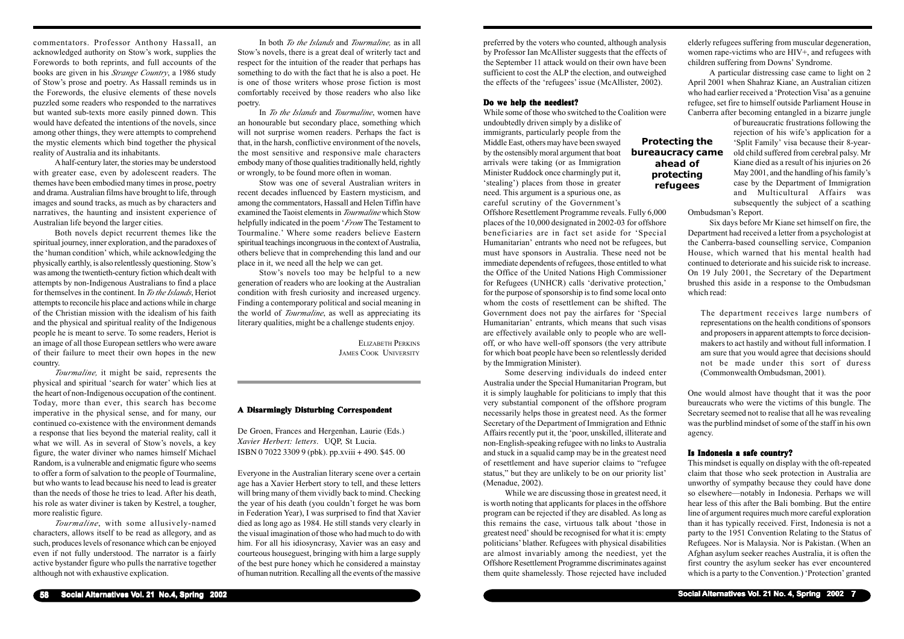commentators. Professor Anthony Hassall, an acknowledged authority on Stow's work, supplies the Forewords to both reprints, and full accounts of the books are given in his *Strange Country*, a 1986 study of Stow's prose and poetry. As Hassall reminds us in the Forewords, the elusive elements of these novels puzzled some readers who responded to the narratives but wanted sub-texts more easily pinned down. This would have defeated the intentions of the novels, since among other things, they were attempts to comprehend the mystic elements which bind together the physical reality of Australia and its inhabitants.

A half-century later, the stories may be understood with greater ease, even by adolescent readers. The themes have been embodied many times in prose, poetry and drama. Australian films have brought to life, through images and sound tracks, as much as by characters and narratives, the haunting and insistent experience of Australian life beyond the larger cities.

Both novels depict recurrent themes like the spiritual journey, inner exploration, and the paradoxes of the 'human condition' which, while acknowledging the physically earthly, is also relentlessly questioning. Stow's was among the twentieth-century fiction which dealt with attempts by non-Indigenous Australians to find a place for themselves in the continent. In *To the Islands*, Heriot attempts to reconcile his place and actions while in charge of the Christian mission with the idealism of his faith and the physical and spiritual reality of the Indigenous people he is meant to serve. To some readers, Heriot is an image of all those European settlers who were aware of their failure to meet their own hopes in the new country.

*Tourmaline,* it might be said, represents the physical and spiritual 'search for water' which lies at the heart of non-Indigenous occupation of the continent. Today, more than ever, this search has become imperative in the physical sense, and for many, our continued co-existence with the environment demands a response that lies beyond the material reality, call it what we will. As in several of Stow's novels, a key figure, the water diviner who names himself Michael Random, is a vulnerable and enigmatic figure who seems to offer a form of salvation to the people of Tourmaline, but who wants to lead because his need to lead is greater than the needs of those he tries to lead. After his death, his role as water diviner is taken by Kestrel, a tougher, more realistic figure.

*Tourmaline*, with some allusively-named characters, allows itself to be read as allegory, and as such, produces levels of resonance which can be enjoyed even if not fully understood. The narrator is a fairly active bystander figure who pulls the narrative together although not with exhaustive explication.

In both *To the Islands* and *Tourmaline,* as in all Stow's novels, there is a great deal of writerly tact and respect for the intuition of the reader that perhaps has something to do with the fact that he is also a poet. He is one of those writers whose prose fiction is most comfortably received by those readers who also like poetry.

In *To the Islands* and *Tourmaline*, women have an honourable but secondary place, something which will not surprise women readers. Perhaps the fact is that, in the harsh, conflictive environment of the novels, the most sensitive and responsive male characters embody many of those qualities traditionally held, rightly or wrongly, to be found more often in woman.

Stow was one of several Australian writers in recent decades influenced by Eastern mysticism, and among the commentators, Hassall and Helen Tiffin have examined the Taoist elements in *Tourmaline* which Stow helpfully indicated in the poem '*From* The Testament to Tourmaline.' Where some readers believe Eastern spiritual teachings incongruous in the context of Australia, others believe that in comprehending this land and our place in it, we need all the help we can get.

Stow's novels too may be helpful to a new generation of readers who are looking at the Australian condition with fresh curiosity and increased urgency. Finding a contemporary political and social meaning in the world of *Tourmaline*, as well as appreciating its literary qualities, might be a challenge students enjoy.

Elizabeth Perkins
James Cook University

## A Disarmingly Disturbing Correspondent

De Groen, Frances and Hergenhan, Laurie (Eds.) *Xavier Herbert: letters*. UQP, St Lucia. ISBN 0 7022 3309 9 (pbk). pp.xviii + 490. $45. 00

Everyone in the Australian literary scene over a certain age has a Xavier Herbert story to tell, and these letters will bring many of them vividly back to mind. Checking the year of his death (you couldn't forget he was born in Federation Year), I was surprised to find that Xavier died as long ago as 1984. He still stands very clearly in the visual imagination of those who had much to do with him. For all his idiosyncrasy, Xavier was an easy and courteous houseguest, bringing with him a large supply of the best pure honey which he considered a mainstay of human nutrition. Recalling all the events of the massive

preferred by the voters who counted, although analysis by Professor Ian McAllister suggests that the effects of the September 11 attack would on their own have been sufficient to cost the ALP the election, and outweighed the effects of the 'refugees' issue (McAllister, 2002).

### Do we help the neediest?

While some of those who switched to the Coalition were undoubtedly driven simply by a dislike of immigrants, particularly people from the Middle East, others may have been swayed by the ostensibly moral argument that boat arrivals were taking (or as Immigration Minister Ruddock once charmingly put it, 'stealing') places from those in greater need. This argument is a spurious one, as careful scrutiny of the Government's Offshore Resettlement Programme reveals. Fully 6,000 places of the 10,000 designated in 2002-03 for offshore beneficiaries are in fact set aside for 'Special Humanitarian' entrants who need not be refugees, but must have sponsors in Australia. These need not be immediate dependents of refugees, those entitled to what the Office of the United Nations High Commissioner for Refugees (UNHCR) calls 'derivative protection,' for the purpose of sponsorship is to find some local onto whom the costs of resettlement can be shifted. The Government does not pay the airfares for 'Special Humanitarian' entrants, which means that such visas are effectively available only to people who are well-off, or who have well-off sponsors (the very attribute for which boat people have been so relentlessly derided by the Immigration Minister).

**Protecting the bureaucracy came ahead of protecting refugees**

Some deserving individuals do indeed enter Australia under the Special Humanitarian Program, but it is simply laughable for politicians to imply that this very substantial component of the offshore program necessarily helps those in greatest need. As the former Secretary of the Department of Immigration and Ethnic Affairs recently put it, the 'poor, unskilled, illiterate and non-English-speaking refugee with no links to Australia and stuck in a squalid camp may be in the greatest need of resettlement and have superior claims to "refugee status," but they are unlikely to be on our priority list' (Menadue, 2002).

While we are discussing those in greatest need, it is worth noting that applicants for places in the offshore program can be rejected if they are disabled. As long as this remains the case, virtuous talk about 'those in greatest need' should be recognised for what it is: empty politicians' blather. Refugees with physical disabilities are almost invariably among the neediest, yet the Offshore Resettlement Programme discriminates against them quite shamelessly. Those rejected have included elderly refugees suffering from muscular degeneration, women rape-victims who are HIV+, and refugees with children suffering from Downs' Syndrome.

A particular distressing case came to light on 2 April 2001 when Shahraz Kiane, an Australian citizen who had earlier received a 'Protection Visa' as a genuine refugee, set fire to himself outside Parliament House in Canberra after becoming entangled in a bizarre jungle of bureaucratic frustrations following the rejection of his wife's application for a 'Split Family' visa because their 8-year-old child suffered from cerebral palsy. Mr Kiane died as a result of his injuries on 26 May 2001, and the handling of his family's case by the Department of Immigration and Multicultural Affairs was subsequently the subject of a scathing Ombudsman's Report.

Six days before Mr Kiane set himself on fire, the Department had received a letter from a psychologist at the Canberra-based counselling service, Companion House, which warned that his mental health had continued to deteriorate and his suicide risk to increase. On 19 July 2001, the Secretary of the Department brushed this aside in a response to the Ombudsman which read:

> The department receives large numbers of representations on the health conditions of sponsors and proposers in apparent attempts to force decision-makers to act hastily and without full information. I am sure that you would agree that decisions should not be made under this sort of duress (Commonwealth Ombudsman, 2001).

One would almost have thought that it was the poor bureaucrats who were the victims of this bungle. The Secretary seemed not to realise that all he was revealing was the purblind mindset of some of the staff in his own agency.

### Is Indonesia a safe country?

This mindset is equally on display with the oft-repeated claim that those who seek protection in Australia are unworthy of sympathy because they could have done so elsewhere—notably in Indonesia. Perhaps we will hear less of this after the Bali bombing. But the entire line of argument requires much more careful exploration than it has typically received. First, Indonesia is not a party to the 1951 Convention Relating to the Status of Refugees. Nor is Malaysia. Nor is Pakistan. (When an Afghan asylum seeker reaches Australia, it is often the first country the asylum seeker has ever encountered which is a party to the Convention.) 'Protection' granted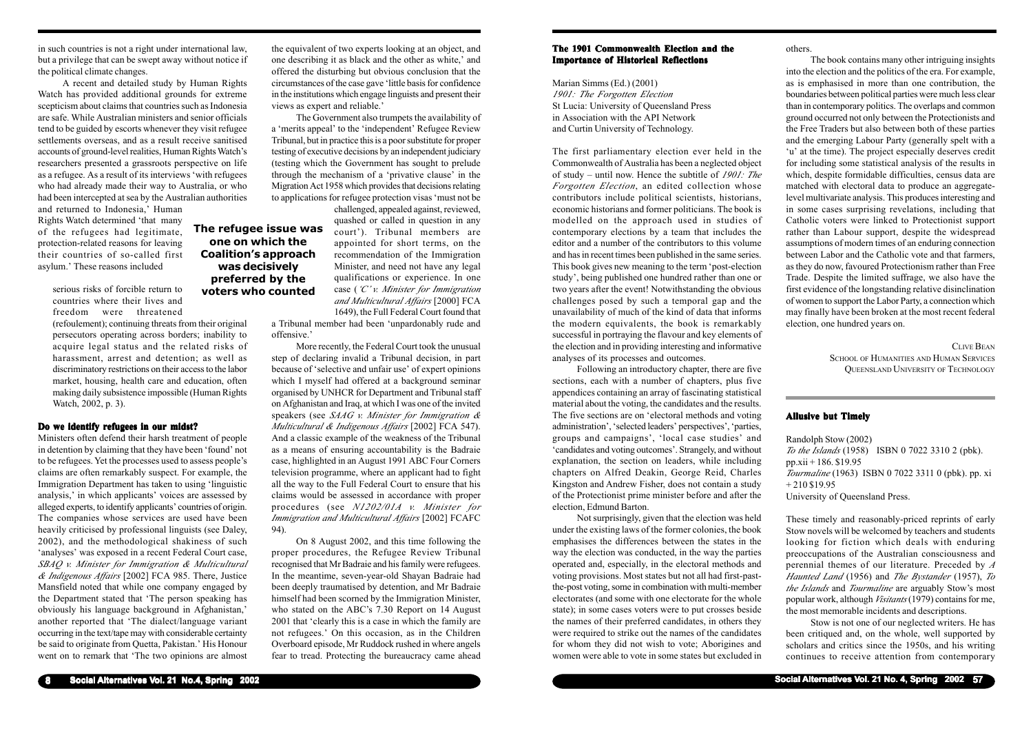in such countries is not a right under international law, but a privilege that can be swept away without notice if the political climate changes.

A recent and detailed study by Human Rights Watch has provided additional grounds for extreme scepticism about claims that countries such as Indonesia are safe. While Australian ministers and senior officials tend to be guided by escorts whenever they visit refugee settlements overseas, and as a result receive sanitised accounts of ground-level realities, Human Rights Watch's researchers presented a grassroots perspective on life as a refugee. As a result of its interviews 'with refugees who had already made their way to Australia, or who had been intercepted at sea by the Australian authorities and returned to Indonesia,' Human Rights Watch determined 'that many of the refugees had legitimate, protection-related reasons for leaving their countries of so-called first asylum.' These reasons included

> serious risks of forcible return to countries where their lives and freedom were threatened (refoulement); continuing threats from their original persecutors operating across borders; inability to acquire legal status and the related risks of harassment, arrest and detention; as well as discriminatory restrictions on their access to the labor market, housing, health care and education, often making daily subsistence impossible (Human Rights Watch, 2002, p. 3).

### Do we identify refugees in our midst?

Ministers often defend their harsh treatment of people in detention by claiming that they have been 'found' not to be refugees. Yet the processes used to assess people's claims are often remarkably suspect. For example, the Immigration Department has taken to using 'linguistic analysis,' in which applicants' voices are assessed by alleged experts, to identify applicants' countries of origin. The companies whose services are used have been heavily criticised by professional linguists (see Daley, 2002), and the methodological shakiness of such 'analyses' was exposed in a recent Federal Court case, *SBAQ v. Minister for Immigration & Multicultural & Indigenous Affairs* [2002] FCA 985. There, Justice Mansfield noted that while one company engaged by the Department stated that 'The person speaking has obviously his language background in Afghanistan,' another reported that 'The dialect/language variant occurring in the text/tape may with considerable certainty be said to originate from Quetta, Pakistan.' His Honour went on to remark that 'The two opinions are almost the equivalent of two experts looking at an object, and one describing it as black and the other as white,' and offered the disturbing but obvious conclusion that the circumstances of the case gave 'little basis for confidence in the institutions which engage linguists and present their views as expert and reliable.'

The Government also trumpets the availability of a 'merits appeal' to the 'independent' Refugee Review Tribunal, but in practice this is a poor substitute for proper testing of executive decisions by an independent judiciary (testing which the Government has sought to prelude through the mechanism of a 'privative clause' in the Migration Act 1958 which provides that decisions relating to applications for refugee protection visas 'must not be challenged, appealed against, reviewed, quashed or called in question in any court'). Tribunal members are appointed for short terms, on the recommendation of the Immigration Minister, and need not have any legal qualifications or experience. In one case (*'C' v. Minister for Immigration and Multicultural Affairs* [2000] FCA 1649), the Full Federal Court found that a Tribunal member had been 'unpardonably rude and offensive.'

> **The refugee issue was one on which the Coalition's approach was decisively preferred by the voters who counted**

More recently, the Federal Court took the unusual step of declaring invalid a Tribunal decision, in part because of 'selective and unfair use' of expert opinions which I myself had offered at a background seminar organised by UNHCR for Department and Tribunal staff on Afghanistan and Iraq, at which I was one of the invited speakers (see *SAAG v. Minister for Immigration & Multicultural & Indigenous Affairs* [2002] FCA 547). And a classic example of the weakness of the Tribunal as a means of ensuring accountability is the Badraie case, highlighted in an August 1991 ABC Four Corners television programme, where an applicant had to fight all the way to the Full Federal Court to ensure that his claims would be assessed in accordance with proper procedures (see *N1202/01A v. Minister for Immigration and Multicultural Affairs* [2002] FCAFC 94).

On 8 August 2002, and this time following the proper procedures, the Refugee Review Tribunal recognised that Mr Badraie and his family were refugees. In the meantime, seven-year-old Shayan Badraie had been deeply traumatised by detention, and Mr Badraie himself had been scorned by the Immigration Minister, who stated on the ABC's 7.30 Report on 14 August 2001 that 'clearly this is a case in which the family are not refugees.' On this occasion, as in the Children Overboard episode, Mr Ruddock rushed in where angels fear to tread. Protecting the bureaucracy came ahead

## The 1901 Commonwealth Election and the Importance of Historical Reflections

Marian Simms (Ed.) (2001)
*1901: The Forgotten Election*
St Lucia: University of Queensland Press in Association with the API Network and Curtin University of Technology.

The first parliamentary election ever held in the Commonwealth of Australia has been a neglected object of study – until now. Hence the subtitle of *1901: The Forgotten Election*, an edited collection whose contributors include political scientists, historians, economic historians and former politicians. The book is modelled on the approach used in studies of contemporary elections by a team that includes the editor and a number of the contributors to this volume and has in recent times been published in the same series. This book gives new meaning to the term 'post-election study', being published one hundred rather than one or two years after the event! Notwithstanding the obvious challenges posed by such a temporal gap and the unavailability of much of the kind of data that informs the modern equivalents, the book is remarkably successful in portraying the flavour and key elements of the election and in providing interesting and informative analyses of its processes and outcomes.

Following an introductory chapter, there are five sections, each with a number of chapters, plus five appendices containing an array of fascinating statistical material about the voting, the candidates and the results. The five sections are on 'electoral methods and voting administration', 'selected leaders' perspectives', 'parties, groups and campaigns', 'local case studies' and 'candidates and voting outcomes'. Strangely, and without explanation, the section on leaders, while including chapters on Alfred Deakin, George Reid, Charles Kingston and Andrew Fisher, does not contain a study of the Protectionist prime minister before and after the election, Edmund Barton.

Not surprisingly, given that the election was held under the existing laws of the former colonies, the book emphasises the differences between the states in the way the election was conducted, in the way the parties operated and, especially, in the electoral methods and voting provisions. Most states but not all had first-past-the-post voting, some in combination with multi-member electorates (and some with one electorate for the whole state); in some cases voters were to put crosses beside the names of their preferred candidates, in others they were required to strike out the names of the candidates for whom they did not wish to vote; Aborigines and women were able to vote in some states but excluded in others.

The book contains many other intriguing insights into the election and the politics of the era. For example, as is emphasised in more than one contribution, the boundaries between political parties were much less clear than in contemporary politics. The overlaps and common ground occurred not only between the Protectionists and the Free Traders but also between both of these parties and the emerging Labour Party (generally spelt with a 'u' at the time). The project especially deserves credit for including some statistical analysis of the results in which, despite formidable difficulties, census data are matched with electoral data to produce an aggregate-level multivariate analysis. This produces interesting and in some cases surprising revelations, including that Catholic voters were linked to Protectionist support rather than Labour support, despite the widespread assumptions of modern times of an enduring connection between Labor and the Catholic vote and that farmers, as they do now, favoured Protectionism rather than Free Trade. Despite the limited suffrage, we also have the first evidence of the longstanding relative disinclination of women to support the Labor Party, a connection which may finally have been broken at the most recent federal election, one hundred years on.

Clive Bean
School of Humanities and Human Services
Queensland University of Technology

## Allusive but Timely

Randolph Stow (2002)
*To the Islands* (1958) ISBN 0 7022 3310 2 (pbk). pp.xii + 186. $19.95
*Tourmaline* (1963) ISBN 0 7022 3311 0 (pbk). pp. xi + 210 $19.95
University of Queensland Press.

These timely and reasonably-priced reprints of early Stow novels will be welcomed by teachers and students looking for fiction which deals with enduring preoccupations of the Australian consciousness and perennial themes of our literature. Preceded by *A Haunted Land* (1956) and *The Bystander* (1957), *To the Islands* and *Tourmaline* are arguably Stow's most popular work, although *Visitants* (1979) contains for me, the most memorable incidents and descriptions.

Stow is not one of our neglected writers. He has been critiqued and, on the whole, well supported by scholars and critics since the 1950s, and his writing continues to receive attention from contemporary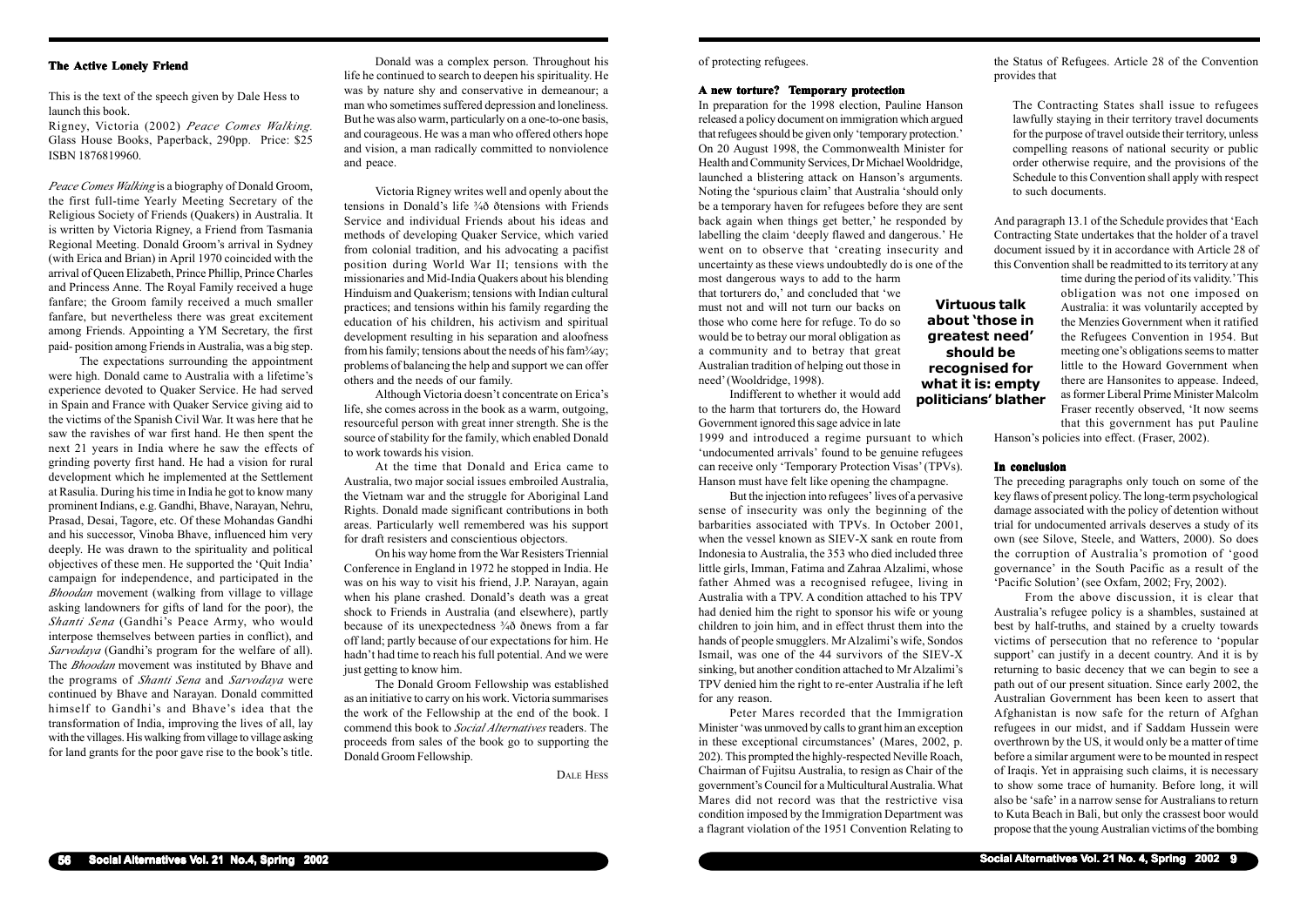## The Active Lonely Friend

This is the text of the speech given by Dale Hess to launch this book.

Rigney, Victoria (2002) *Peace Comes Walking.* Glass House Books, Paperback, 290pp. Price: $25 ISBN 1876819960.

*Peace Comes Walking* is a biography of Donald Groom, the first full-time Yearly Meeting Secretary of the Religious Society of Friends (Quakers) in Australia. It is written by Victoria Rigney, a Friend from Tasmania Regional Meeting. Donald Groom's arrival in Sydney (with Erica and Brian) in April 1970 coincided with the arrival of Queen Elizabeth, Prince Phillip, Prince Charles and Princess Anne. The Royal Family received a huge fanfare; the Groom family received a much smaller fanfare, but nevertheless there was great excitement among Friends. Appointing a YM Secretary, the first paid- position among Friends in Australia, was a big step.

The expectations surrounding the appointment were high. Donald came to Australia with a lifetime's experience devoted to Quaker Service. He had served in Spain and France with Quaker Service giving aid to the victims of the Spanish Civil War. It was here that he saw the ravishes of war first hand. He then spent the next 21 years in India where he saw the effects of grinding poverty first hand. He had a vision for rural development which he implemented at the Settlement at Rasulia. During his time in India he got to know many prominent Indians, e.g. Gandhi, Bhave, Narayan, Nehru, Prasad, Desai, Tagore, etc. Of these Mohandas Gandhi and his successor, Vinoba Bhave, influenced him very deeply. He was drawn to the spirituality and political objectives of these men. He supported the 'Quit India' campaign for independence, and participated in the *Bhoodan* movement (walking from village to village asking landowners for gifts of land for the poor), the *Shanti Sena* (Gandhi's Peace Army, who would interpose themselves between parties in conflict), and *Sarvodaya* (Gandhi's program for the welfare of all). The *Bhoodan* movement was instituted by Bhave and the programs of *Shanti Sena* and *Sarvodaya* were continued by Bhave and Narayan. Donald committed himself to Gandhi's and Bhave's idea that the transformation of India, improving the lives of all, lay with the villages. His walking from village to village asking for land grants for the poor gave rise to the book's title.

Donald was a complex person. Throughout his life he continued to search to deepen his spirituality. He was by nature shy and conservative in demeanour; a man who sometimes suffered depression and loneliness. But he was also warm, particularly on a one-to-one basis, and courageous. He was a man who offered others hope and vision, a man radically committed to nonviolence and peace.

Victoria Rigney writes well and openly about the tensions in Donald's life ¾ð ðtensions with Friends Service and individual Friends about his ideas and methods of developing Quaker Service, which varied from colonial tradition, and his advocating a pacifist position during World War II; tensions with the missionaries and Mid-India Quakers about his blending Hinduism and Quakerism; tensions with Indian cultural practices; and tensions within his family regarding the education of his children, his activism and spiritual development resulting in his separation and aloofness from his family; tensions about the needs of his fam¾ay; problems of balancing the help and support we can offer others and the needs of our family.

Although Victoria doesn't concentrate on Erica's life, she comes across in the book as a warm, outgoing, resourceful person with great inner strength. She is the source of stability for the family, which enabled Donald to work towards his vision.

At the time that Donald and Erica came to Australia, two major social issues embroiled Australia, the Vietnam war and the struggle for Aboriginal Land Rights. Donald made significant contributions in both areas. Particularly well remembered was his support for draft resisters and conscientious objectors.

On his way home from the War Resisters Triennial Conference in England in 1972 he stopped in India. He was on his way to visit his friend, J.P. Narayan, again when his plane crashed. Donald's death was a great shock to Friends in Australia (and elsewhere), partly because of its unexpectedness ¾ð ðnews from a far off land; partly because of our expectations for him. He hadn't had time to reach his full potential. And we were just getting to know him.

The Donald Groom Fellowship was established as an initiative to carry on his work. Victoria summarises the work of the Fellowship at the end of the book. I commend this book to *Social Alternatives* readers. The proceeds from sales of the book go to supporting the Donald Groom Fellowship.

Dale Hess

---

of protecting refugees.

### A new torture? Temporary protection

In preparation for the 1998 election, Pauline Hanson released a policy document on immigration which argued that refugees should be given only 'temporary protection.' On 20 August 1998, the Commonwealth Minister for Health and Community Services, Dr Michael Wooldridge, launched a blistering attack on Hanson's arguments. Noting the 'spurious claim' that Australia 'should only be a temporary haven for refugees before they are sent back again when things get better,' he responded by labelling the claim 'deeply flawed and dangerous.' He went on to observe that 'creating insecurity and uncertainty as these views undoubtedly do is one of the most dangerous ways to add to the harm that torturers do,' and concluded that 'we must not and will not turn our backs on those who come here for refuge. To do so would be to betray our moral obligation as a community and to betray that great Australian tradition of helping out those in need' (Wooldridge, 1998).

**Virtuous talk about 'those in greatest need' should be recognised for what it is: empty politicians' blather**

Indifferent to whether it would add to the harm that torturers do, the Howard Government ignored this sage advice in late 1999 and introduced a regime pursuant to which 'undocumented arrivals' found to be genuine refugees can receive only 'Temporary Protection Visas' (TPVs). Hanson must have felt like opening the champagne.

But the injection into refugees' lives of a pervasive sense of insecurity was only the beginning of the barbarities associated with TPVs. In October 2001, when the vessel known as SIEV-X sank en route from Indonesia to Australia, the 353 who died included three little girls, Imman, Fatima and Zahraa Alzalimi, whose father Ahmed was a recognised refugee, living in Australia with a TPV. A condition attached to his TPV had denied him the right to sponsor his wife or young children to join him, and in effect thrust them into the hands of people smugglers. Mr Alzalimi's wife, Sondos Ismail, was one of the 44 survivors of the SIEV-X sinking, but another condition attached to Mr Alzalimi's TPV denied him the right to re-enter Australia if he left for any reason.

Peter Mares recorded that the Immigration Minister 'was unmoved by calls to grant him an exception in these exceptional circumstances' (Mares, 2002, p. 202). This prompted the highly-respected Neville Roach, Chairman of Fujitsu Australia, to resign as Chair of the government's Council for a Multicultural Australia. What Mares did not record was that the restrictive visa condition imposed by the Immigration Department was a flagrant violation of the 1951 Convention Relating to the Status of Refugees. Article 28 of the Convention provides that

> The Contracting States shall issue to refugees lawfully staying in their territory travel documents for the purpose of travel outside their territory, unless compelling reasons of national security or public order otherwise require, and the provisions of the Schedule to this Convention shall apply with respect to such documents.

And paragraph 13.1 of the Schedule provides that 'Each Contracting State undertakes that the holder of a travel document issued by it in accordance with Article 28 of this Convention shall be readmitted to its territory at any time during the period of its validity.' This obligation was not one imposed on Australia: it was voluntarily accepted by the Menzies Government when it ratified the Refugees Convention in 1954. But meeting one's obligations seems to matter little to the Howard Government when there are Hansonites to appease. Indeed, as former Liberal Prime Minister Malcolm Fraser recently observed, 'It now seems that this government has put Pauline Hanson's policies into effect. (Fraser, 2002).

### In conclusion

The preceding paragraphs only touch on some of the key flaws of present policy. The long-term psychological damage associated with the policy of detention without trial for undocumented arrivals deserves a study of its own (see Silove, Steele, and Watters, 2000). So does the corruption of Australia's promotion of 'good governance' in the South Pacific as a result of the 'Pacific Solution' (see Oxfam, 2002; Fry, 2002).

From the above discussion, it is clear that Australia's refugee policy is a shambles, sustained at best by half-truths, and stained by a cruelty towards victims of persecution that no reference to 'popular support' can justify in a decent country. And it is by returning to basic decency that we can begin to see a path out of our present situation. Since early 2002, the Australian Government has been keen to assert that Afghanistan is now safe for the return of Afghan refugees in our midst, and if Saddam Hussein were overthrown by the US, it would only be a matter of time before a similar argument were to be mounted in respect of Iraqis. Yet in appraising such claims, it is necessary to show some trace of humanity. Before long, it will also be 'safe' in a narrow sense for Australians to return to Kuta Beach in Bali, but only the crassest boor would propose that the young Australian victims of the bombing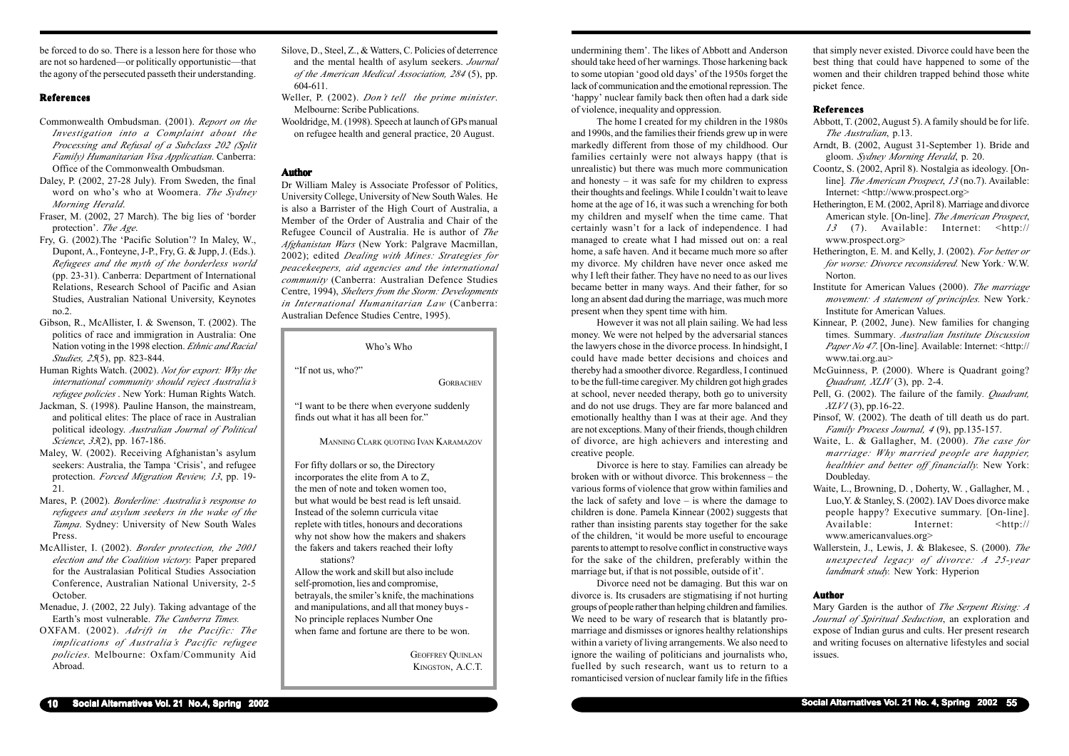be forced to do so. There is a lesson here for those who are not so hardened—or politically opportunistic—that the agony of the persecuted passeth their understanding.

## References

Commonwealth Ombudsman. (2001). *Report on the Investigation into a Complaint about the Processing and Refusal of a Subclass 202 (Split Family) Humanitarian Visa Applicatian.* Canberra: Office of the Commonwealth Ombudsman.

Daley, P. (2002, 27-28 July). From Sweden, the final word on who's who at Woomera. *The Sydney Morning Herald*.

Fraser, M. (2002, 27 March). The big lies of 'border protection'. *The Age*.

Fry, G. (2002).The 'Pacific Solution'? In Maley, W., Dupont, A., Fonteyne, J-P., Fry, G. & Jupp, J. (Eds.). *Refugees and the myth of the borderless world* (pp. 23-31). Canberra: Department of International Relations, Research School of Pacific and Asian Studies, Australian National University, Keynotes no.2.

Gibson, R., McAllister, I. & Swenson, T. (2002). The politics of race and immigration in Australia: One Nation voting in the 1998 election. *Ethnic and Racial Studies, 25*(5), pp. 823-844.

Human Rights Watch. (2002). *Not for export: Why the international community should reject Australia's refugee policies* . New York: Human Rights Watch.

Jackman, S. (1998). Pauline Hanson, the mainstream, and political elites: The place of race in Australian political ideology. *Australian Journal of Political Science*, *33*(2), pp. 167-186.

Maley, W. (2002). Receiving Afghanistan's asylum seekers: Australia, the Tampa 'Crisis', and refugee protection. *Forced Migration Review, 13*, pp. 19-21.

Mares, P. (2002). *Borderline: Australia's response to refugees and asylum seekers in the wake of the Tampa*. Sydney: University of New South Wales Press.

McAllister, I. (2002). *Border protection, the 2001 election and the Coalition victory.* Paper prepared for the Australasian Political Studies Association Conference, Australian National University, 2-5 October.

Menadue, J. (2002, 22 July). Taking advantage of the Earth's most vulnerable. *The Canberra Times.*

OXFAM. (2002). *Adrift in the Pacific: The implications of Australia's Pacific refugee policies.* Melbourne: Oxfam/Community Aid Abroad.

Silove, D., Steel, Z., & Watters, C. Policies of deterrence and the mental health of asylum seekers. *Journal of the American Medical Association, 284* (5), pp. 604-611.

Weller, P. (2002). *Don't tell the prime minister*. Melbourne: Scribe Publications.

Wooldridge, M. (1998). Speech at launch of GPs manual on refugee health and general practice, 20 August.

## Author

Dr William Maley is Associate Professor of Politics, University College, University of New South Wales. He is also a Barrister of the High Court of Australia, a Member of the Order of Australia and Chair of the Refugee Council of Australia. He is author of *The Afghanistan Wars* (New York: Palgrave Macmillan, 2002); edited *Dealing with Mines: Strategies for peacekeepers, aid agencies and the international community* (Canberra: Australian Defence Studies Centre, 1994), *Shelters from the Storm: Developments in International Humanitarian Law* (Canberra: Australian Defence Studies Centre, 1995).

### Who's Who

"If not us, who?"

GORBACHEV

"I want to be there when everyone suddenly finds out what it has all been for."

MANNING CLARK QUOTING IVAN KARAMAZOV

For fifty dollars or so, the Directory
incorporates the elite from A to Z,
the men of note and token women too,
but what would be best read is left unsaid.
Instead of the solemn curricula vitae
replete with titles, honours and decorations
why not show how the makers and shakers
the fakers and takers reached their lofty
stations?
Allow the work and skill but also include
self-promotion, lies and compromise,
betrayals, the smiler's knife, the machinations
and manipulations, and all that money buys -
No principle replaces Number One
when fame and fortune are there to be won.

GEOFFREY QUINLAN
KINGSTON, A.C.T.

undermining them'. The likes of Abbott and Anderson should take heed of her warnings. Those harkening back to some utopian 'good old days' of the 1950s forget the lack of communication and the emotional repression. The 'happy' nuclear family back then often had a dark side of violence, inequality and oppression.

The home I created for my children in the 1980s and 1990s, and the families their friends grew up in were markedly different from those of my childhood. Our families certainly were not always happy (that is unrealistic) but there was much more communication and honesty – it was safe for my children to express their thoughts and feelings. While I couldn't wait to leave home at the age of 16, it was such a wrenching for both my children and myself when the time came. That certainly wasn't for a lack of independence. I had managed to create what I had missed out on: a real home, a safe haven. And it became much more so after my divorce. My children have never once asked me why I left their father. They have no need to as our lives became better in many ways. And their father, for so long an absent dad during the marriage, was much more present when they spent time with him.

However it was not all plain sailing. We had less money. We were not helped by the adversarial stances the lawyers chose in the divorce process. In hindsight, I could have made better decisions and choices and thereby had a smoother divorce. Regardless, I continued to be the full-time caregiver. My children got high grades at school, never needed therapy, both go to university and do not use drugs. They are far more balanced and emotionally healthy than I was at their age. And they are not exceptions. Many of their friends, though children of divorce, are high achievers and interesting and creative people.

Divorce is here to stay. Families can already be broken with or without divorce. This brokenness – the various forms of violence that grow within families and the lack of safety and love – is where the damage to children is done. Pamela Kinnear (2002) suggests that rather than insisting parents stay together for the sake of the children, 'it would be more useful to encourage parents to attempt to resolve conflict in constructive ways for the sake of the children, preferably within the marriage but, if that is not possible, outside of it'.

Divorce need not be damaging. But this war on divorce is. Its crusaders are stigmatising if not hurting groups of people rather than helping children and families. We need to be wary of research that is blatantly pro-marriage and dismisses or ignores healthy relationships within a variety of living arrangements. We also need to ignore the wailing of politicians and journalists who, fuelled by such research, want us to return to a romanticised version of nuclear family life in the fifties that simply never existed. Divorce could have been the best thing that could have happened to some of the women and their children trapped behind those white picket fence.

## References

Abbott, T. (2002, August 5). A family should be for life. *The Australian*, p.13.

Arndt, B. (2002, August 31-September 1). Bride and gloom. *Sydney Morning Herald*, p. 20.

Coontz, S. (2002, April 8). Nostalgia as ideology. [On-line]. *The American Prospect*, *13* (no.7). Available: Internet: <http://www.prospect.org>

Hetherington, E M. (2002, April 8). Marriage and divorce American style. [On-line]. *The American Prospect*, *13* (7). Available: Internet: <http://www.prospect.org>

Hetherington, E. M. and Kelly, J. (2002). *For better or for worse: Divorce reconsidered.* New York: W.W. Norton.

Institute for American Values (2000). *The marriage movement: A statement of principles.* New York: Institute for American Values.

Kinnear, P. (2002, June). New families for changing times. Summary. *Australian Institute Discussion Paper No 47*. [On-line]. Available: Internet: <http://www.tai.org.au>

McGuinness, P. (2000). Where is Quadrant going? *Quadrant, XLIV* (3), pp. 2-4.

Pell, G. (2002). The failure of the family. *Quadrant, XLVI* (3), pp.16-22.

Pinsof, W. (2002). The death of till death us do part. *Family Process Journal, 4* (9), pp.135-157.

Waite, L. & Gallagher, M. (2000). *The case for marriage: Why married people are happier, healthier and better off financially.* New York: Doubleday.

Waite, L., Browning, D. , Doherty, W. , Gallagher, M. , Luo,Y. & Stanley, S. (2002). IAV Does divorce make people happy? Executive summary. [On-line]. Available: Internet: <http://www.americanvalues.org>

Wallerstein, J., Lewis, J. & Blakesee, S. (2000). *The unexpected legacy of divorce: A 25-year landmark study.* New York: Hyperion

## Author

Mary Garden is the author of *The Serpent Rising: A Journal of Spiritual Seduction*, an exploration and expose of Indian gurus and cults. Her present research and writing focuses on alternative lifestyles and social issues.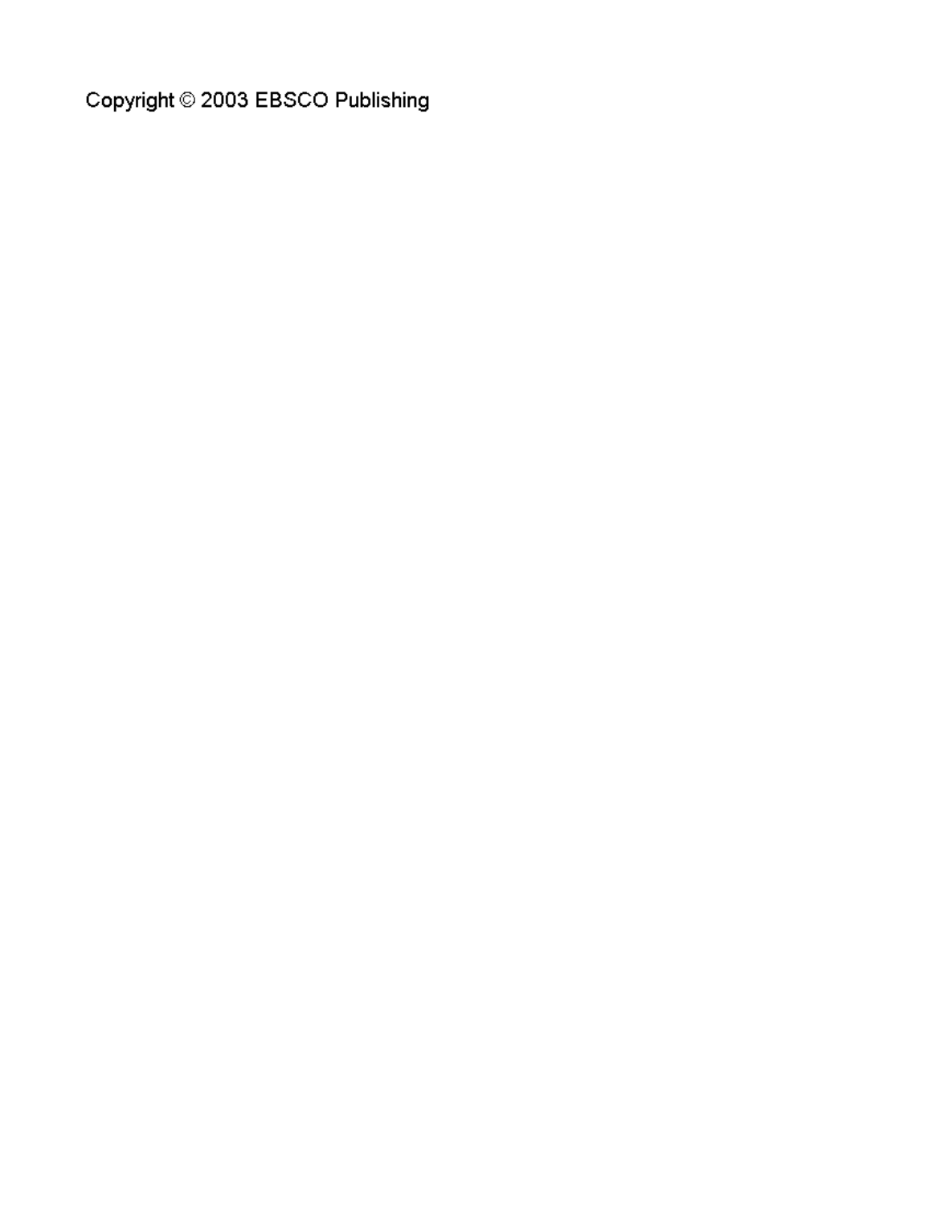Copyright © 2003 EBSCO Publishing